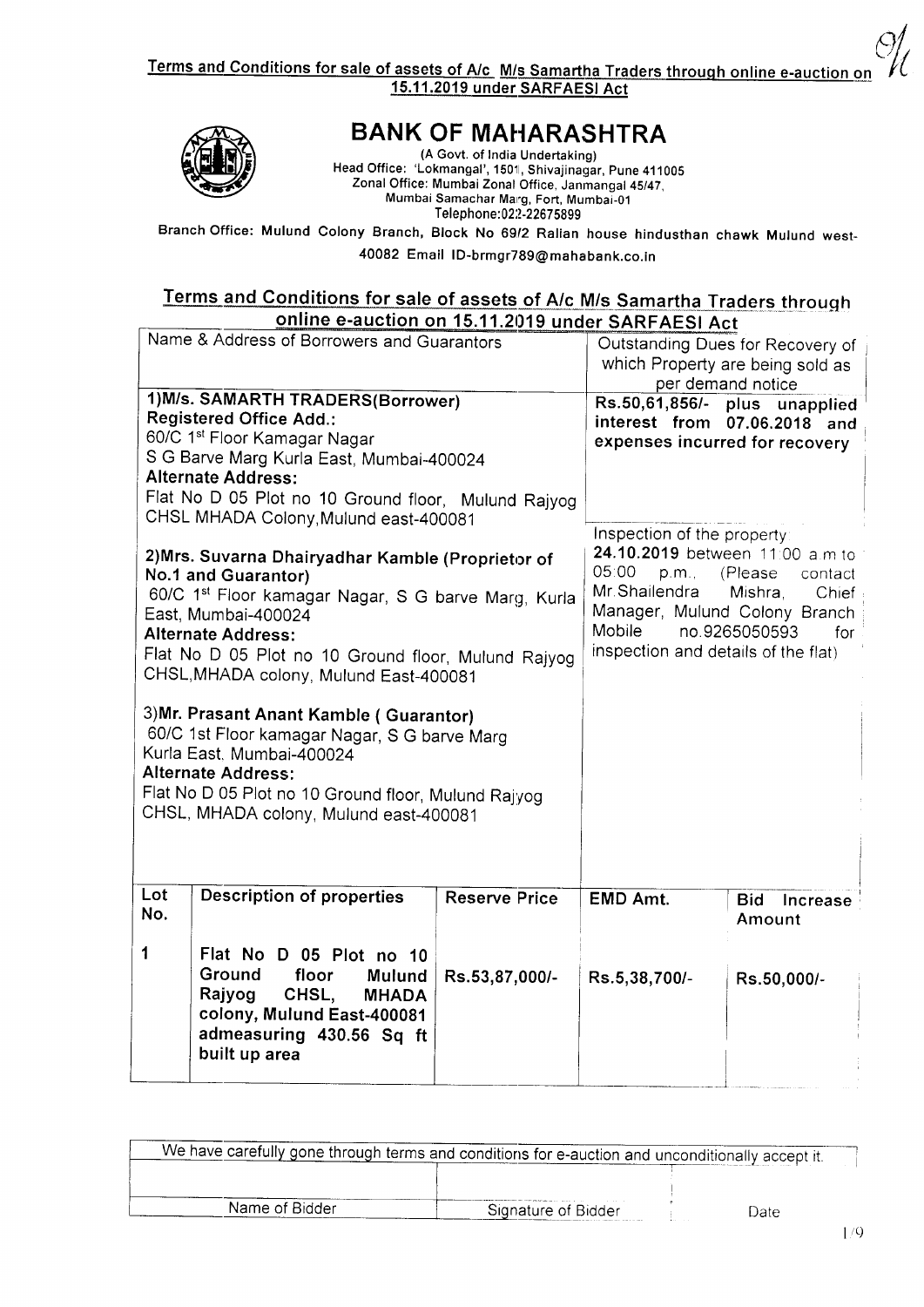Terms and Conditions for sale of assets of A/c M/s Samartha Traders through online e-auction on 15.11.2019 under SARFAESI Act

# BANK OF MAHARASHTRA

(A Govt. of India Undertaking)
Head Office: 'Lokmangal', 1501, Shivajinagar, Pune 411005
Zonal Office: Mumbai Zonal Office, Janmangal 45/47, Mumbai Samachar Marg, Fort, Mumbai-01
Telephone:022-22675899

Branch Office: Mulund Colony Branch, Block No 69/2 Ralian house hindusthan chawk Mulund west-40082 Email ID-brmgr789@mahabank.co.in

## Terms and Conditions for sale of assets of A/c M/s Samartha Traders through online e-auction on 15.11.2019 under SARFAESI Act

| Name & Address of Borrowers and Guarantors | Outstanding Dues for Recovery of which Property are being sold as per demand notice |
|---|---|
| **1)M/s. SAMARTH TRADERS(Borrower)**<br>**Registered Office Add.:**<br>60/C 1st Floor Kamagar Nagar<br>S G Barve Marg Kurla East, Mumbai-400024<br>**Alternate Address:**<br>Flat No D 05 Plot no 10 Ground floor, Mulund Rajyog CHSL MHADA Colony,Mulund east-400081 | **Rs.50,61,856/- plus unapplied interest from 07.06.2018 and expenses incurred for recovery** |
| **2)Mrs. Suvarna Dhairyadhar Kamble (Proprietor of No.1 and Guarantor)**<br>60/C 1st Floor kamagar Nagar, S G barve Marg, Kurla East, Mumbai-400024<br>**Alternate Address:**<br>Flat No D 05 Plot no 10 Ground floor, Mulund Rajyog CHSL,MHADA colony, Mulund East-400081<br><br>**3)Mr. Prasant Anant Kamble ( Guarantor)**<br>60/C 1st Floor kamagar Nagar, S G barve Marg<br>Kurla East. Mumbai-400024<br>**Alternate Address:**<br>Flat No D 05 Plot no 10 Ground floor, Mulund Rajyog CHSL, MHADA colony, Mulund east-400081 | Inspection of the property **24.10.2019** between 11:00 a.m to 05:00 p.m., (Please contact Mr.Shailendra Mishra, Chief Manager, Mulund Colony Branch Mobile no.9265050593 for inspection and details of the flat) |

| Lot No. | Description of properties | Reserve Price | EMD Amt. | Bid Increase Amount |
|---|---|---|---|---|
| 1 | **Flat No D 05 Plot no 10 Ground floor Mulund Rajyog CHSL, MHADA colony, Mulund East-400081 admeasuring 430.56 Sq ft built up area** | Rs.53,87,000/- | Rs.5,38,700/- | Rs.50,000/- |

| We have carefully gone through terms and conditions for e-auction and unconditionally accept it. | | |
|---|---|---|
| | | |
| Name of Bidder | Signature of Bidder | Date |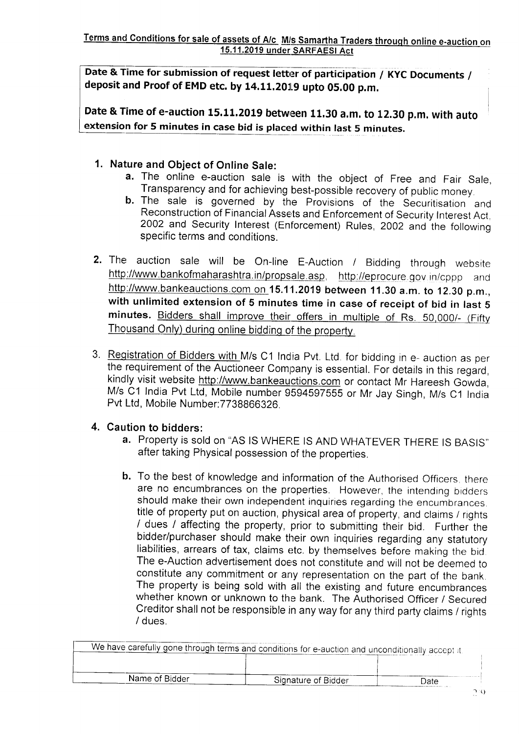**Terms and Conditions for sale of assets of A/c M/s Samartha Traders through online e-auction on 15.11.2019 under SARFAESI Act**

**Date & Time for submission of request letter of participation / KYC Documents / deposit and Proof of EMD etc. by 14.11.2019 upto 05.00 p.m.**

**Date & Time of e-auction 15.11.2019 between 11.30 a.m. to 12.30 p.m. with auto extension for 5 minutes in case bid is placed within last 5 minutes.**

1. **Nature and Object of Online Sale:**
   a. The online e-auction sale is with the object of Free and Fair Sale, Transparency and for achieving best-possible recovery of public money.
   b. The sale is governed by the Provisions of the Securitisation and Reconstruction of Financial Assets and Enforcement of Security Interest Act, 2002 and Security Interest (Enforcement) Rules, 2002 and the following specific terms and conditions.

2. The auction sale will be On-line E-Auction / Bidding through website http://www.bankofmaharashtra.in/propsale.asp, http://eprocure.gov.in/cppp and http://www.bankeauctions.com on **15.11.2019 between 11.30 a.m. to 12.30 p.m., with unlimited extension of 5 minutes time in case of receipt of bid in last 5 minutes.** Bidders shall improve their offers in multiple of Rs. 50,000/- (Fifty Thousand Only) during online bidding of the property.

3. Registration of Bidders with M/s C1 India Pvt. Ltd. for bidding in e- auction as per the requirement of the Auctioneer Company is essential. For details in this regard, kindly visit website http://www.bankeauctions.com or contact Mr Hareesh Gowda, M/s C1 India Pvt Ltd, Mobile number 9594597555 or Mr Jay Singh, M/s C1 India Pvt Ltd, Mobile Number:7738866326.

4. **Caution to bidders:**
   a. Property is sold on "AS IS WHERE IS AND WHATEVER THERE IS BASIS" after taking Physical possession of the properties.
   b. To the best of knowledge and information of the Authorised Officers, there are no encumbrances on the properties. However, the intending bidders should make their own independent inquiries regarding the encumbrances, title of property put on auction, physical area of property, and claims / rights / dues / affecting the property, prior to submitting their bid. Further the bidder/purchaser should make their own inquiries regarding any statutory liabilities, arrears of tax, claims etc. by themselves before making the bid. The e-Auction advertisement does not constitute and will not be deemed to constitute any commitment or any representation on the part of the bank. The property is being sold with all the existing and future encumbrances whether known or unknown to the bank. The Authorised Officer / Secured Creditor shall not be responsible in any way for any third party claims / rights / dues.

| We have carefully gone through terms and conditions for e-auction and unconditionally accept it | | |
|---|---|---|
| | | |
| Name of Bidder | Signature of Bidder | Date |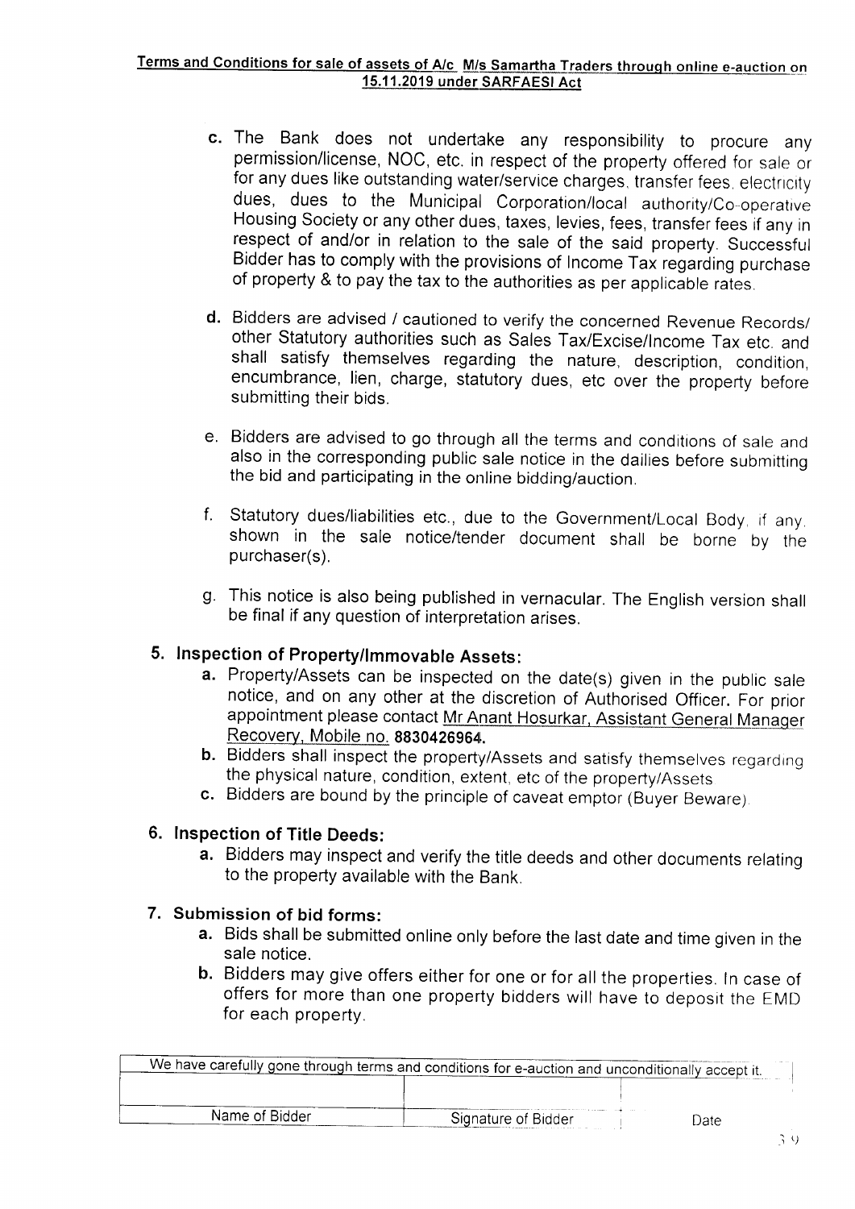**Terms and Conditions for sale of assets of A/c M/s Samartha Traders through online e-auction on 15.11.2019 under SARFAESI Act**

c. The Bank does not undertake any responsibility to procure any permission/license, NOC, etc. in respect of the property offered for sale or for any dues like outstanding water/service charges, transfer fees, electricity dues, dues to the Municipal Corporation/local authority/Co-operative Housing Society or any other dues, taxes, levies, fees, transfer fees if any in respect of and/or in relation to the sale of the said property. Successful Bidder has to comply with the provisions of Income Tax regarding purchase of property & to pay the tax to the authorities as per applicable rates.

d. Bidders are advised / cautioned to verify the concerned Revenue Records/ other Statutory authorities such as Sales Tax/Excise/Income Tax etc. and shall satisfy themselves regarding the nature, description, condition, encumbrance, lien, charge, statutory dues, etc over the property before submitting their bids.

e. Bidders are advised to go through all the terms and conditions of sale and also in the corresponding public sale notice in the dailies before submitting the bid and participating in the online bidding/auction.

f. Statutory dues/liabilities etc., due to the Government/Local Body, if any, shown in the sale notice/tender document shall be borne by the purchaser(s).

g. This notice is also being published in vernacular. The English version shall be final if any question of interpretation arises.

## 5. Inspection of Property/Immovable Assets:

a. Property/Assets can be inspected on the date(s) given in the public sale notice, and on any other at the discretion of Authorised Officer. For prior appointment please contact Mr Anant Hosurkar, Assistant General Manager Recovery, Mobile no. **8830426964.**

b. Bidders shall inspect the property/Assets and satisfy themselves regarding the physical nature, condition, extent, etc of the property/Assets

c. Bidders are bound by the principle of caveat emptor (Buyer Beware).

## 6. Inspection of Title Deeds:

a. Bidders may inspect and verify the title deeds and other documents relating to the property available with the Bank.

## 7. Submission of bid forms:

a. Bids shall be submitted online only before the last date and time given in the sale notice.

b. Bidders may give offers either for one or for all the properties. In case of offers for more than one property bidders will have to deposit the EMD for each property.

| We have carefully gone through terms and conditions for e-auction and unconditionally accept it. | | |
|---|---|---|
| | | |
| Name of Bidder | Signature of Bidder | Date |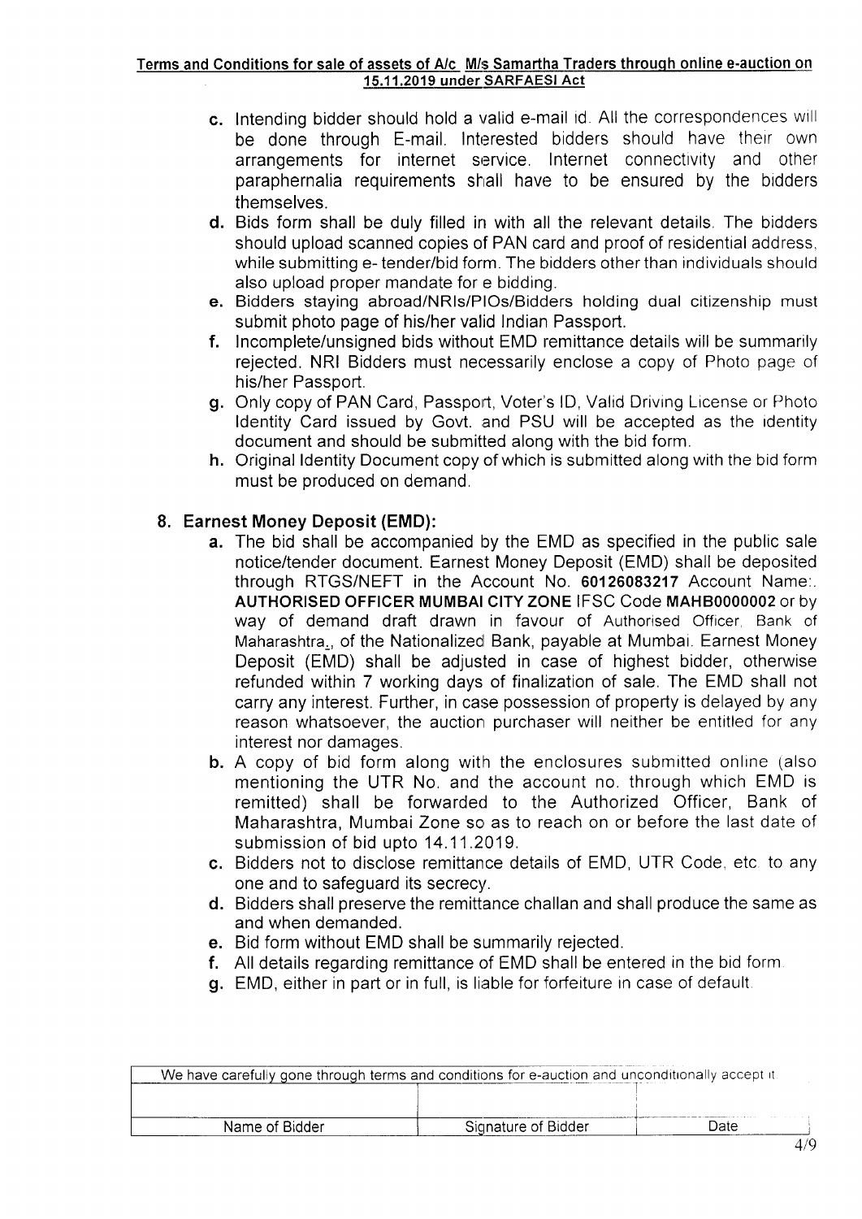**Terms and Conditions for sale of assets of A/c M/s Samartha Traders through online e-auction on 15.11.2019 under SARFAESI Act**

c. Intending bidder should hold a valid e-mail id. All the correspondences will be done through E-mail. Interested bidders should have their own arrangements for internet service. Internet connectivity and other paraphernalia requirements shall have to be ensured by the bidders themselves.

d. Bids form shall be duly filled in with all the relevant details. The bidders should upload scanned copies of PAN card and proof of residential address, while submitting e- tender/bid form. The bidders other than individuals should also upload proper mandate for e bidding.

e. Bidders staying abroad/NRIs/PIOs/Bidders holding dual citizenship must submit photo page of his/her valid Indian Passport.

f. Incomplete/unsigned bids without EMD remittance details will be summarily rejected. NRI Bidders must necessarily enclose a copy of Photo page of his/her Passport.

g. Only copy of PAN Card, Passport, Voter's ID, Valid Driving License or Photo Identity Card issued by Govt. and PSU will be accepted as the identity document and should be submitted along with the bid form.

h. Original Identity Document copy of which is submitted along with the bid form must be produced on demand.

## 8. Earnest Money Deposit (EMD):

a. The bid shall be accompanied by the EMD as specified in the public sale notice/tender document. Earnest Money Deposit (EMD) shall be deposited through RTGS/NEFT in the Account No. **60126083217** Account Name:. **AUTHORISED OFFICER MUMBAI CITY ZONE** IFSC Code **MAHB0000002** or by way of demand draft drawn in favour of Authorised Officer, Bank of Maharashtra., of the Nationalized Bank, payable at Mumbai. Earnest Money Deposit (EMD) shall be adjusted in case of highest bidder, otherwise refunded within 7 working days of finalization of sale. The EMD shall not carry any interest. Further, in case possession of property is delayed by any reason whatsoever, the auction purchaser will neither be entitled for any interest nor damages.

b. A copy of bid form along with the enclosures submitted online (also mentioning the UTR No. and the account no. through which EMD is remitted) shall be forwarded to the Authorized Officer, Bank of Maharashtra, Mumbai Zone so as to reach on or before the last date of submission of bid upto 14.11.2019.

c. Bidders not to disclose remittance details of EMD, UTR Code, etc. to any one and to safeguard its secrecy.

d. Bidders shall preserve the remittance challan and shall produce the same as and when demanded.

e. Bid form without EMD shall be summarily rejected.

f. All details regarding remittance of EMD shall be entered in the bid form.

g. EMD, either in part or in full, is liable for forfeiture in case of default.

| We have carefully gone through terms and conditions for e-auction and unconditionally accept it. | | |
|---|---|---|
| | | |
| Name of Bidder | Signature of Bidder | Date |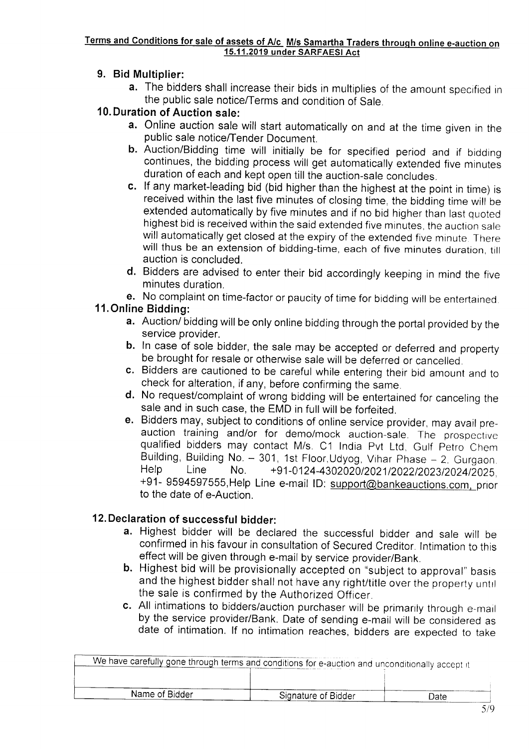**Terms and Conditions for sale of assets of A/c M/s Samartha Traders through online e-auction on 15.11.2019 under SARFAESI Act**

### 9. Bid Multiplier:

a. The bidders shall increase their bids in multiples of the amount specified in the public sale notice/Terms and condition of Sale.

### 10. Duration of Auction sale:

a. Online auction sale will start automatically on and at the time given in the public sale notice/Tender Document.

b. Auction/Bidding time will initially be for specified period and if bidding continues, the bidding process will get automatically extended five minutes duration of each and kept open till the auction-sale concludes.

c. If any market-leading bid (bid higher than the highest at the point in time) is received within the last five minutes of closing time, the bidding time will be extended automatically by five minutes and if no bid higher than last quoted highest bid is received within the said extended five minutes, the auction sale will automatically get closed at the expiry of the extended five minute. There will thus be an extension of bidding-time, each of five minutes duration, till auction is concluded.

d. Bidders are advised to enter their bid accordingly keeping in mind the five minutes duration.

e. No complaint on time-factor or paucity of time for bidding will be entertained.

### 11. Online Bidding:

a. Auction/ bidding will be only online bidding through the portal provided by the service provider.

b. In case of sole bidder, the sale may be accepted or deferred and property be brought for resale or otherwise sale will be deferred or cancelled.

c. Bidders are cautioned to be careful while entering their bid amount and to check for alteration, if any, before confirming the same.

d. No request/complaint of wrong bidding will be entertained for canceling the sale and in such case, the EMD in full will be forfeited.

e. Bidders may, subject to conditions of online service provider, may avail pre-auction training and/or for demo/mock auction-sale. The prospective qualified bidders may contact M/s. C1 India Pvt Ltd, Gulf Petro Chem Building, Building No. – 301, 1st Floor,Udyog, Vihar Phase – 2, Gurgaon. Help Line No. +91-0124-4302020/2021/2022/2023/2024/2025, +91- 9594597555,Help Line e-mail ID: support@bankeauctions.com, prior to the date of e-Auction.

### 12. Declaration of successful bidder:

a. Highest bidder will be declared the successful bidder and sale will be confirmed in his favour in consultation of Secured Creditor. Intimation to this effect will be given through e-mail by service provider/Bank.

b. Highest bid will be provisionally accepted on "subject to approval" basis and the highest bidder shall not have any right/title over the property until the sale is confirmed by the Authorized Officer.

c. All intimations to bidders/auction purchaser will be primarily through e-mail by the service provider/Bank. Date of sending e-mail will be considered as date of intimation. If no intimation reaches, bidders are expected to take

| We have carefully gone through terms and conditions for e-auction and unconditionally accept it | | |
|---|---|---|
| | | |
| Name of Bidder | Signature of Bidder | Date |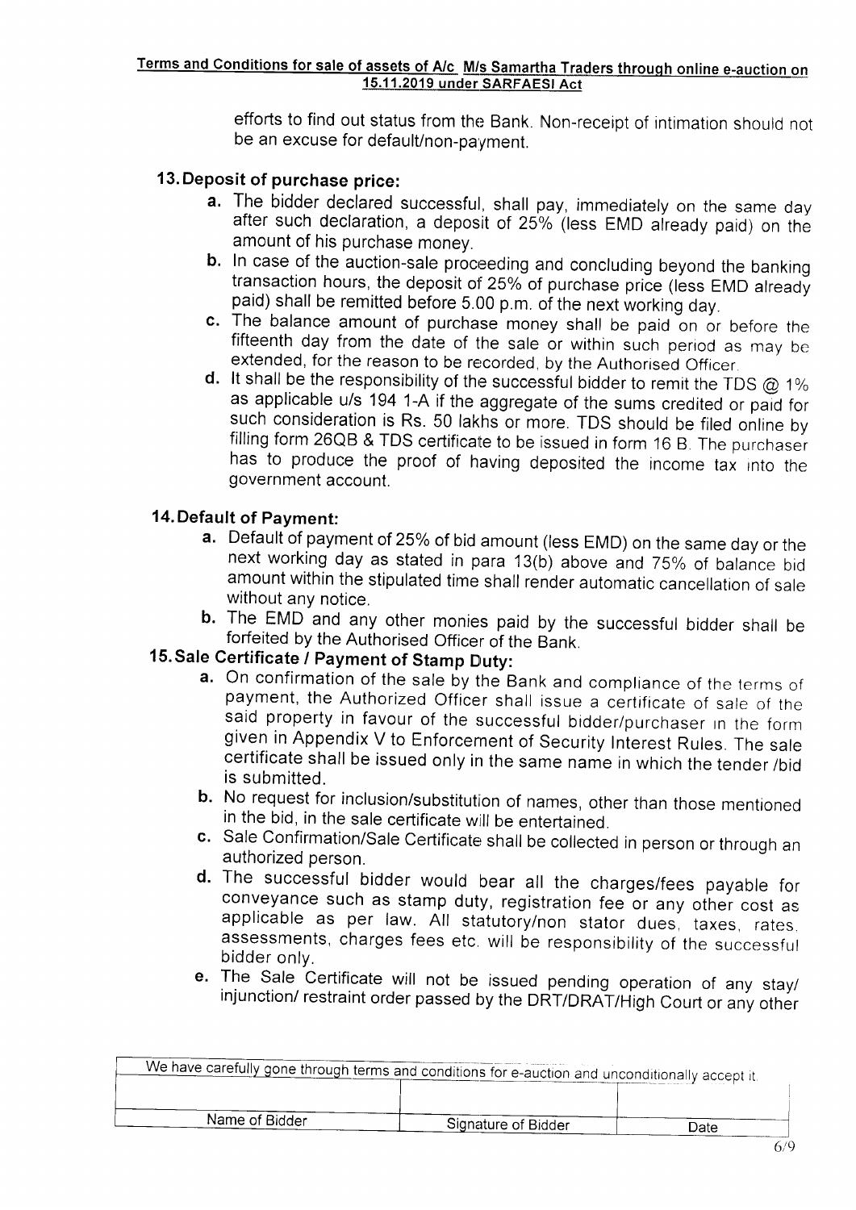efforts to find out status from the Bank. Non-receipt of intimation should not be an excuse for default/non-payment.

## 13. Deposit of purchase price:

a. The bidder declared successful, shall pay, immediately on the same day after such declaration, a deposit of 25% (less EMD already paid) on the amount of his purchase money.

b. In case of the auction-sale proceeding and concluding beyond the banking transaction hours, the deposit of 25% of purchase price (less EMD already paid) shall be remitted before 5.00 p.m. of the next working day.

c. The balance amount of purchase money shall be paid on or before the fifteenth day from the date of the sale or within such period as may be extended, for the reason to be recorded, by the Authorised Officer.

d. It shall be the responsibility of the successful bidder to remit the TDS @ 1% as applicable u/s 194 1-A if the aggregate of the sums credited or paid for such consideration is Rs. 50 lakhs or more. TDS should be filed online by filling form 26QB & TDS certificate to be issued in form 16 B. The purchaser has to produce the proof of having deposited the income tax into the government account.

## 14. Default of Payment:

a. Default of payment of 25% of bid amount (less EMD) on the same day or the next working day as stated in para 13(b) above and 75% of balance bid amount within the stipulated time shall render automatic cancellation of sale without any notice.

b. The EMD and any other monies paid by the successful bidder shall be forfeited by the Authorised Officer of the Bank.

## 15. Sale Certificate / Payment of Stamp Duty:

a. On confirmation of the sale by the Bank and compliance of the terms of payment, the Authorized Officer shall issue a certificate of sale of the said property in favour of the successful bidder/purchaser in the form given in Appendix V to Enforcement of Security Interest Rules. The sale certificate shall be issued only in the same name in which the tender /bid is submitted.

b. No request for inclusion/substitution of names, other than those mentioned in the bid, in the sale certificate will be entertained.

c. Sale Confirmation/Sale Certificate shall be collected in person or through an authorized person.

d. The successful bidder would bear all the charges/fees payable for conveyance such as stamp duty, registration fee or any other cost as applicable as per law. All statutory/non stator dues, taxes, rates, assessments, charges fees etc. will be responsibility of the successful bidder only.

e. The Sale Certificate will not be issued pending operation of any stay/ injunction/ restraint order passed by the DRT/DRAT/High Court or any other

| We have carefully gone through terms and conditions for e-auction and unconditionally accept it. | | |
|---|---|---|
| | | |
| Name of Bidder | Signature of Bidder | Date |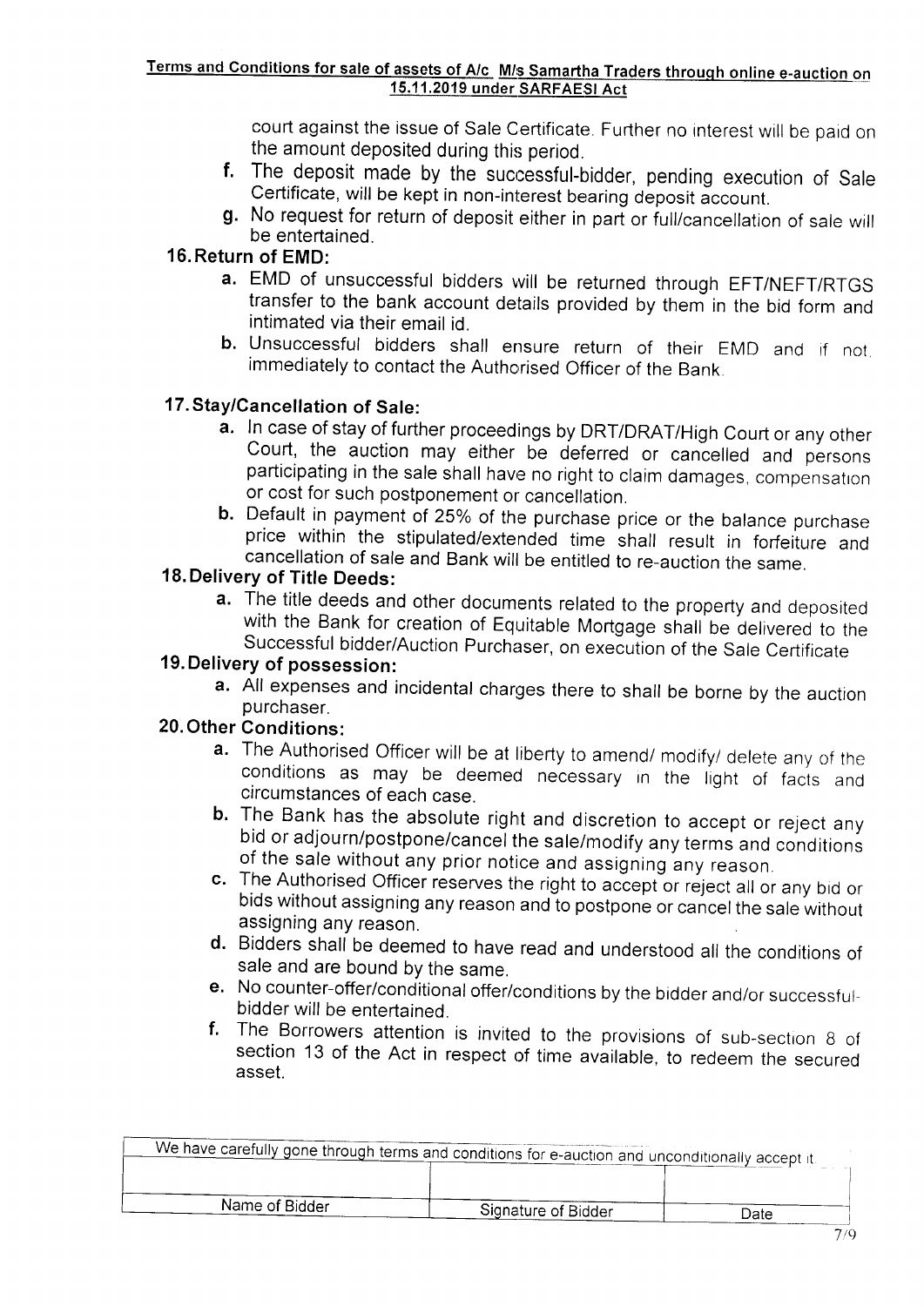court against the issue of Sale Certificate. Further no interest will be paid on the amount deposited during this period.

f. The deposit made by the successful-bidder, pending execution of Sale Certificate, will be kept in non-interest bearing deposit account.

g. No request for return of deposit either in part or full/cancellation of sale will be entertained.

**16. Return of EMD:**

a. EMD of unsuccessful bidders will be returned through EFT/NEFT/RTGS transfer to the bank account details provided by them in the bid form and intimated via their email id.

b. Unsuccessful bidders shall ensure return of their EMD and if not, immediately to contact the Authorised Officer of the Bank.

**17. Stay/Cancellation of Sale:**

a. In case of stay of further proceedings by DRT/DRAT/High Court or any other Court, the auction may either be deferred or cancelled and persons participating in the sale shall have no right to claim damages, compensation or cost for such postponement or cancellation.

b. Default in payment of 25% of the purchase price or the balance purchase price within the stipulated/extended time shall result in forfeiture and cancellation of sale and Bank will be entitled to re-auction the same.

**18. Delivery of Title Deeds:**

a. The title deeds and other documents related to the property and deposited with the Bank for creation of Equitable Mortgage shall be delivered to the Successful bidder/Auction Purchaser, on execution of the Sale Certificate

**19. Delivery of possession:**

a. All expenses and incidental charges there to shall be borne by the auction purchaser.

**20. Other Conditions:**

a. The Authorised Officer will be at liberty to amend/ modify/ delete any of the conditions as may be deemed necessary in the light of facts and circumstances of each case.

b. The Bank has the absolute right and discretion to accept or reject any bid or adjourn/postpone/cancel the sale/modify any terms and conditions of the sale without any prior notice and assigning any reason.

c. The Authorised Officer reserves the right to accept or reject all or any bid or bids without assigning any reason and to postpone or cancel the sale without assigning any reason.

d. Bidders shall be deemed to have read and understood all the conditions of sale and are bound by the same.

e. No counter-offer/conditional offer/conditions by the bidder and/or successful-bidder will be entertained.

f. The Borrowers attention is invited to the provisions of sub-section 8 of section 13 of the Act in respect of time available, to redeem the secured asset.

| We have carefully gone through terms and conditions for e-auction and unconditionally accept it. | | |
|---|---|---|
| | | |
| Name of Bidder | Signature of Bidder | Date |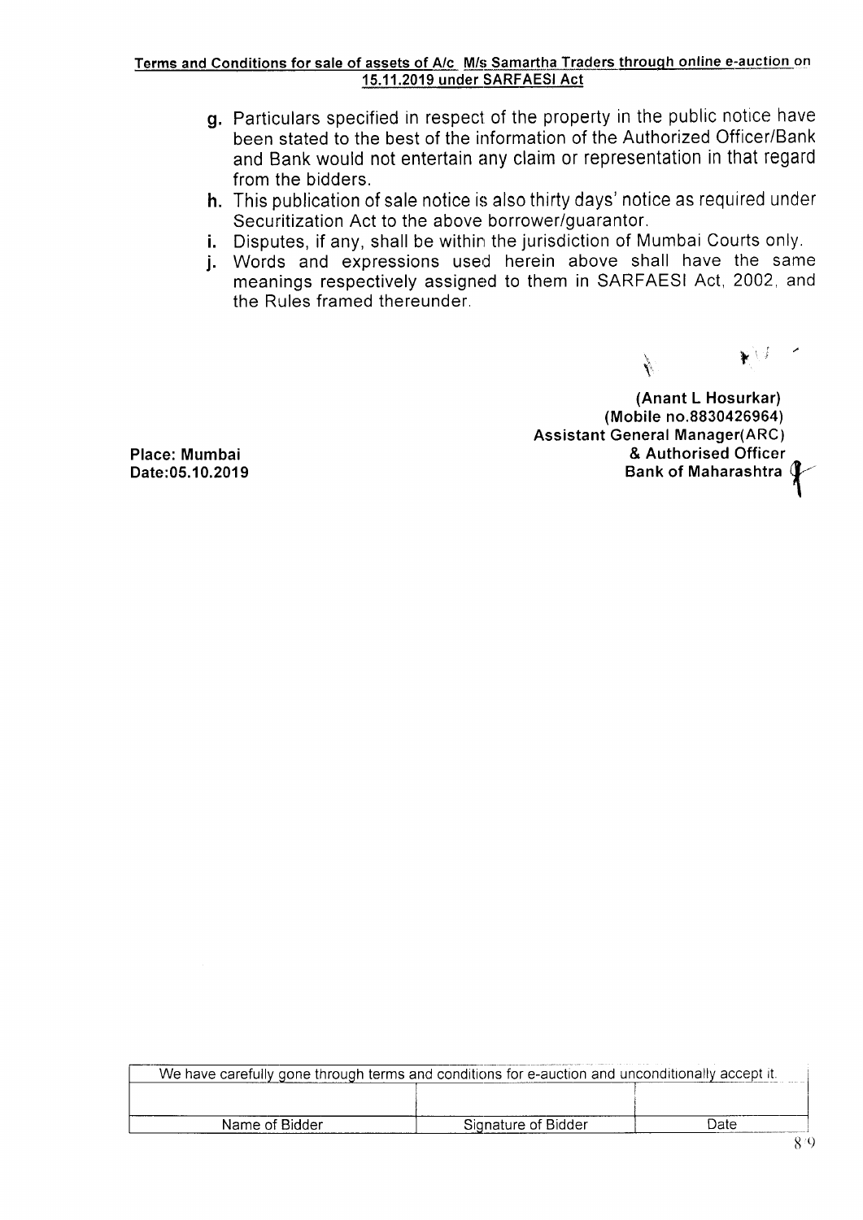**Terms and Conditions for sale of assets of A/c M/s Samartha Traders through online e-auction on 15.11.2019 under SARFAESI Act**

g. Particulars specified in respect of the property in the public notice have been stated to the best of the information of the Authorized Officer/Bank and Bank would not entertain any claim or representation in that regard from the bidders.

h. This publication of sale notice is also thirty days' notice as required under Securitization Act to the above borrower/guarantor.

i. Disputes, if any, shall be within the jurisdiction of Mumbai Courts only.

j. Words and expressions used herein above shall have the same meanings respectively assigned to them in SARFAESI Act, 2002, and the Rules framed thereunder.

**(Anant L Hosurkar)**
**(Mobile no.8830426964)**
**Assistant General Manager(ARC)**
**& Authorised Officer**
**Bank of Maharashtra**

**Place: Mumbai**
**Date:05.10.2019**

| We have carefully gone through terms and conditions for e-auction and unconditionally accept it. | | |
|---|---|---|
| | | |
| Name of Bidder | Signature of Bidder | Date |